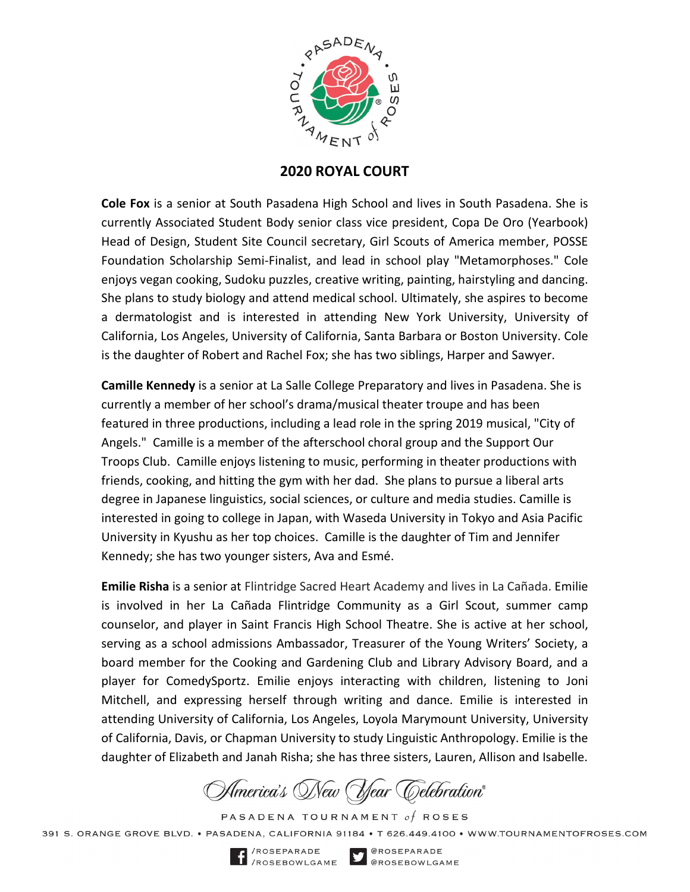# 2020 ROYAL COURT

**Cole Fox** is a senior at South Pasadena High School and lives in South Pasadena. She is currently Associated Student Body senior class vice president, Copa De Oro (Yearbook) Head of Design, Student Site Council secretary, Girl Scouts of America member, POSSE Foundation Scholarship Semi-Finalist, and lead in school play "Metamorphoses." Cole enjoys vegan cooking, Sudoku puzzles, creative writing, painting, hairstyling and dancing. She plans to study biology and attend medical school. Ultimately, she aspires to become a dermatologist and is interested in attending New York University, University of California, Los Angeles, University of California, Santa Barbara or Boston University. Cole is the daughter of Robert and Rachel Fox; she has two siblings, Harper and Sawyer.

**Camille Kennedy** is a senior at La Salle College Preparatory and lives in Pasadena. She is currently a member of her school's drama/musical theater troupe and has been featured in three productions, including a lead role in the spring 2019 musical, "City of Angels." Camille is a member of the afterschool choral group and the Support Our Troops Club. Camille enjoys listening to music, performing in theater productions with friends, cooking, and hitting the gym with her dad. She plans to pursue a liberal arts degree in Japanese linguistics, social sciences, or culture and media studies. Camille is interested in going to college in Japan, with Waseda University in Tokyo and Asia Pacific University in Kyushu as her top choices. Camille is the daughter of Tim and Jennifer Kennedy; she has two younger sisters, Ava and Esmé.

**Emilie Risha** is a senior at Flintridge Sacred Heart Academy and lives in La Cañada. Emilie is involved in her La Cañada Flintridge Community as a Girl Scout, summer camp counselor, and player in Saint Francis High School Theatre. She is active at her school, serving as a school admissions Ambassador, Treasurer of the Young Writers' Society, a board member for the Cooking and Gardening Club and Library Advisory Board, and a player for ComedySportz. Emilie enjoys interacting with children, listening to Joni Mitchell, and expressing herself through writing and dance. Emilie is interested in attending University of California, Los Angeles, Loyola Marymount University, University of California, Davis, or Chapman University to study Linguistic Anthropology. Emilie is the daughter of Elizabeth and Janah Risha; she has three sisters, Lauren, Allison and Isabelle.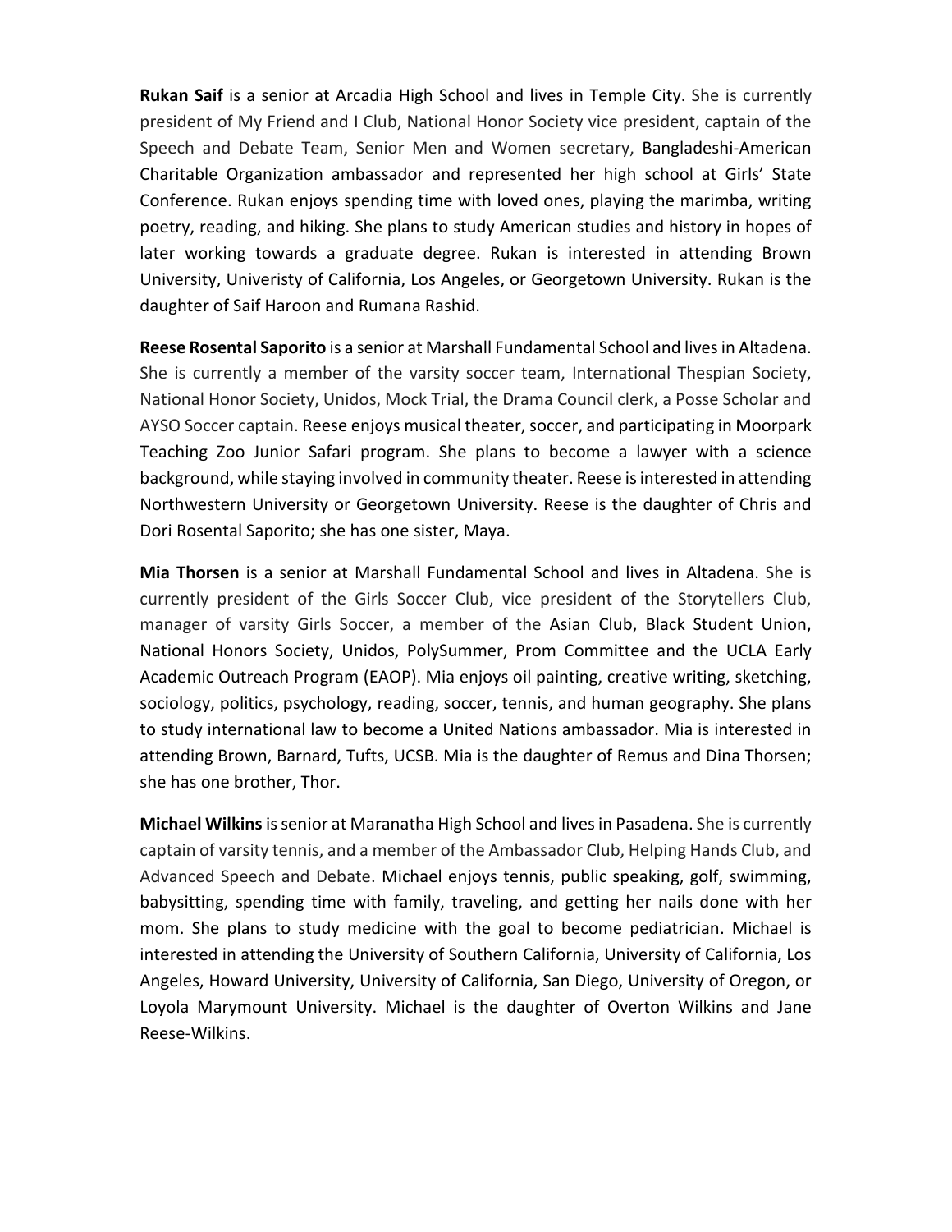**Rukan Saif** is a senior at Arcadia High School and lives in Temple City. She is currently president of My Friend and I Club, National Honor Society vice president, captain of the Speech and Debate Team, Senior Men and Women secretary, Bangladeshi-American Charitable Organization ambassador and represented her high school at Girls' State Conference. Rukan enjoys spending time with loved ones, playing the marimba, writing poetry, reading, and hiking. She plans to study American studies and history in hopes of later working towards a graduate degree. Rukan is interested in attending Brown University, Univeristy of California, Los Angeles, or Georgetown University. Rukan is the daughter of Saif Haroon and Rumana Rashid.

**Reese Rosental Saporito** is a senior at Marshall Fundamental School and lives in Altadena. She is currently a member of the varsity soccer team, International Thespian Society, National Honor Society, Unidos, Mock Trial, the Drama Council clerk, a Posse Scholar and AYSO Soccer captain. Reese enjoys musical theater, soccer, and participating in Moorpark Teaching Zoo Junior Safari program. She plans to become a lawyer with a science background, while staying involved in community theater. Reese is interested in attending Northwestern University or Georgetown University. Reese is the daughter of Chris and Dori Rosental Saporito; she has one sister, Maya.

**Mia Thorsen** is a senior at Marshall Fundamental School and lives in Altadena. She is currently president of the Girls Soccer Club, vice president of the Storytellers Club, manager of varsity Girls Soccer, a member of the Asian Club, Black Student Union, National Honors Society, Unidos, PolySummer, Prom Committee and the UCLA Early Academic Outreach Program (EAOP). Mia enjoys oil painting, creative writing, sketching, sociology, politics, psychology, reading, soccer, tennis, and human geography. She plans to study international law to become a United Nations ambassador. Mia is interested in attending Brown, Barnard, Tufts, UCSB. Mia is the daughter of Remus and Dina Thorsen; she has one brother, Thor.

**Michael Wilkins** is senior at Maranatha High School and lives in Pasadena. She is currently captain of varsity tennis, and a member of the Ambassador Club, Helping Hands Club, and Advanced Speech and Debate. Michael enjoys tennis, public speaking, golf, swimming, babysitting, spending time with family, traveling, and getting her nails done with her mom. She plans to study medicine with the goal to become pediatrician. Michael is interested in attending the University of Southern California, University of California, Los Angeles, Howard University, University of California, San Diego, University of Oregon, or Loyola Marymount University. Michael is the daughter of Overton Wilkins and Jane Reese-Wilkins.